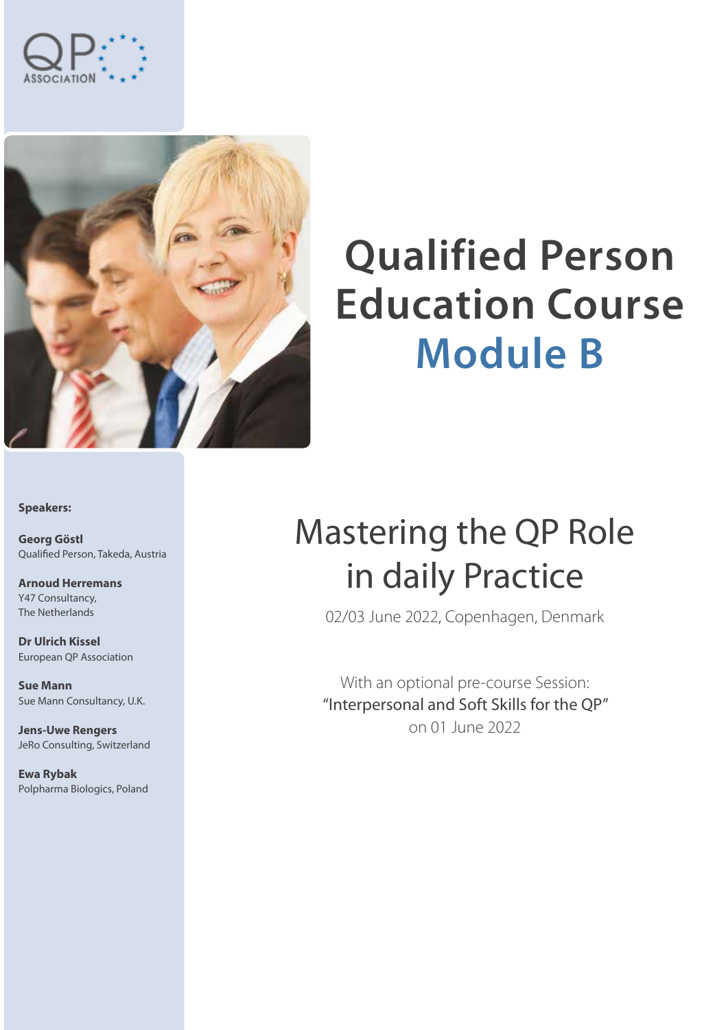QP ASSOCIATION

# Qualified Person Education Course Module B

## Mastering the QP Role in daily Practice

02/03 June 2022, Copenhagen, Denmark

With an optional pre-course Session:
"Interpersonal and Soft Skills for the QP"
on 01 June 2022

**Speakers:**

**Georg Göstl**
Qualified Person, Takeda, Austria

**Arnoud Herremans**
Y47 Consultancy,
The Netherlands

**Dr Ulrich Kissel**
European QP Association

**Sue Mann**
Sue Mann Consultancy, U.K.

**Jens-Uwe Rengers**
JeRo Consulting, Switzerland

**Ewa Rybak**
Polpharma Biologics, Poland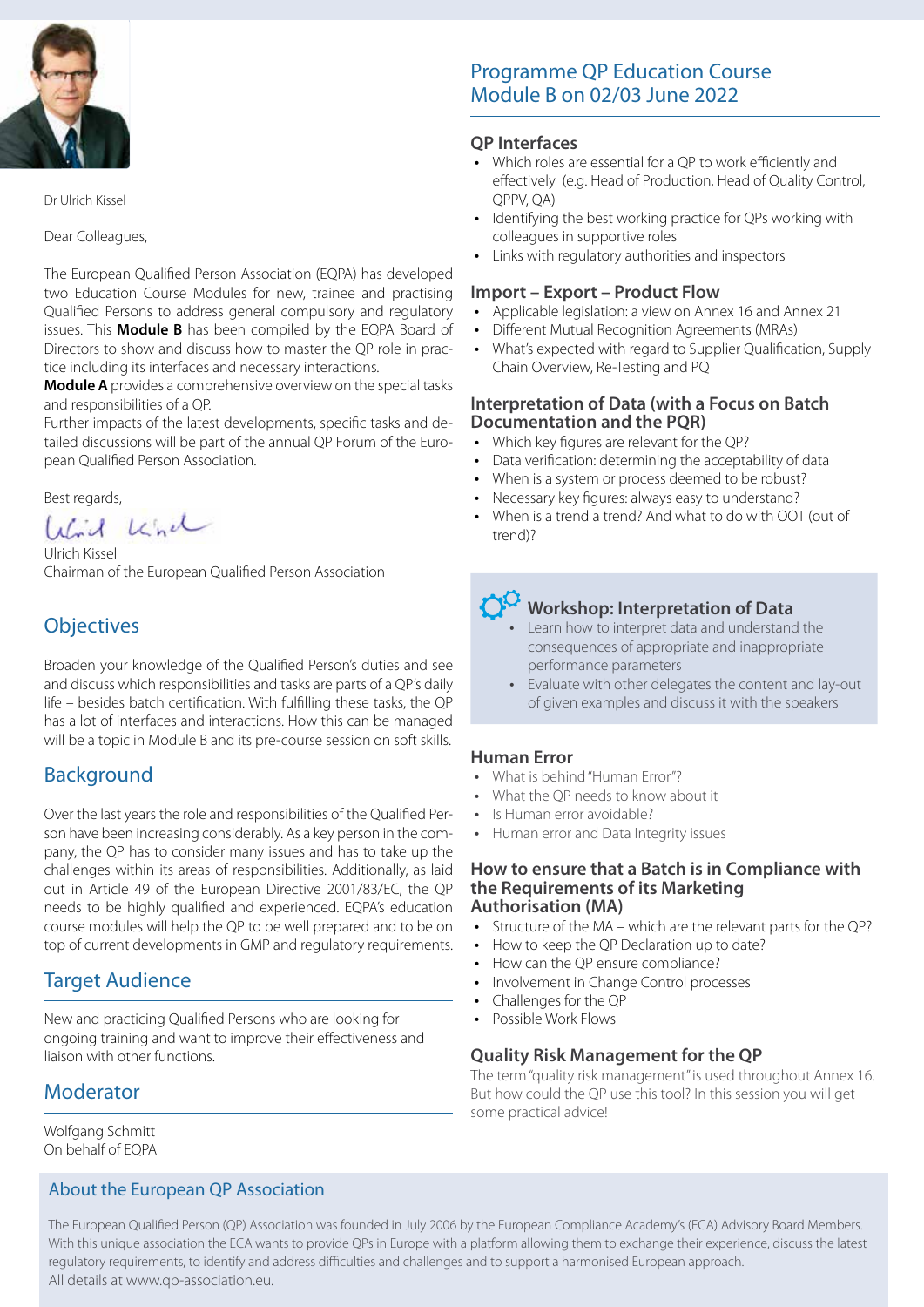Dr Ulrich Kissel

Dear Colleagues,

The European Qualified Person Association (EQPA) has developed two Education Course Modules for new, trainee and practising Qualified Persons to address general compulsory and regulatory issues. This **Module B** has been compiled by the EQPA Board of Directors to show and discuss how to master the QP role in practice including its interfaces and necessary interactions.
**Module A** provides a comprehensive overview on the special tasks and responsibilities of a QP.
Further impacts of the latest developments, specific tasks and detailed discussions will be part of the annual QP Forum of the European Qualified Person Association.

Best regards,

Ulrich Kissel
Chairman of the European Qualified Person Association

## Objectives

Broaden your knowledge of the Qualified Person's duties and see and discuss which responsibilities and tasks are parts of a QP's daily life – besides batch certification. With fulfilling these tasks, the QP has a lot of interfaces and interactions. How this can be managed will be a topic in Module B and its pre-course session on soft skills.

## Background

Over the last years the role and responsibilities of the Qualified Person have been increasing considerably. As a key person in the company, the QP has to consider many issues and has to take up the challenges within its areas of responsibilities. Additionally, as laid out in Article 49 of the European Directive 2001/83/EC, the QP needs to be highly qualified and experienced. EQPA's education course modules will help the QP to be well prepared and to be on top of current developments in GMP and regulatory requirements.

## Target Audience

New and practicing Qualified Persons who are looking for ongoing training and want to improve their effectiveness and liaison with other functions.

## Moderator

Wolfgang Schmitt
On behalf of EQPA

## Programme QP Education Course Module B on 02/03 June 2022

### QP Interfaces

- Which roles are essential for a QP to work efficiently and effectively (e.g. Head of Production, Head of Quality Control, QPPV, QA)
- Identifying the best working practice for QPs working with colleagues in supportive roles
- Links with regulatory authorities and inspectors

### Import – Export – Product Flow

- Applicable legislation: a view on Annex 16 and Annex 21
- Different Mutual Recognition Agreements (MRAs)
- What's expected with regard to Supplier Qualification, Supply Chain Overview, Re-Testing and PQ

### Interpretation of Data (with a Focus on Batch Documentation and the PQR)

- Which key figures are relevant for the QP?
- Data verification: determining the acceptability of data
- When is a system or process deemed to be robust?
- Necessary key figures: always easy to understand?
- When is a trend a trend? And what to do with OOT (out of trend)?

### Workshop: Interpretation of Data

- Learn how to interpret data and understand the consequences of appropriate and inappropriate performance parameters
- Evaluate with other delegates the content and lay-out of given examples and discuss it with the speakers

### Human Error

- What is behind "Human Error"?
- What the QP needs to know about it
- Is Human error avoidable?
- Human error and Data Integrity issues

### How to ensure that a Batch is in Compliance with the Requirements of its Marketing Authorisation (MA)

- Structure of the MA – which are the relevant parts for the QP?
- How to keep the QP Declaration up to date?
- How can the QP ensure compliance?
- Involvement in Change Control processes
- Challenges for the QP
- Possible Work Flows

### Quality Risk Management for the QP

The term "quality risk management" is used throughout Annex 16. But how could the QP use this tool? In this session you will get some practical advice!

## About the European QP Association

The European Qualified Person (QP) Association was founded in July 2006 by the European Compliance Academy's (ECA) Advisory Board Members. With this unique association the ECA wants to provide QPs in Europe with a platform allowing them to exchange their experience, discuss the latest regulatory requirements, to identify and address difficulties and challenges and to support a harmonised European approach.
All details at www.qp-association.eu.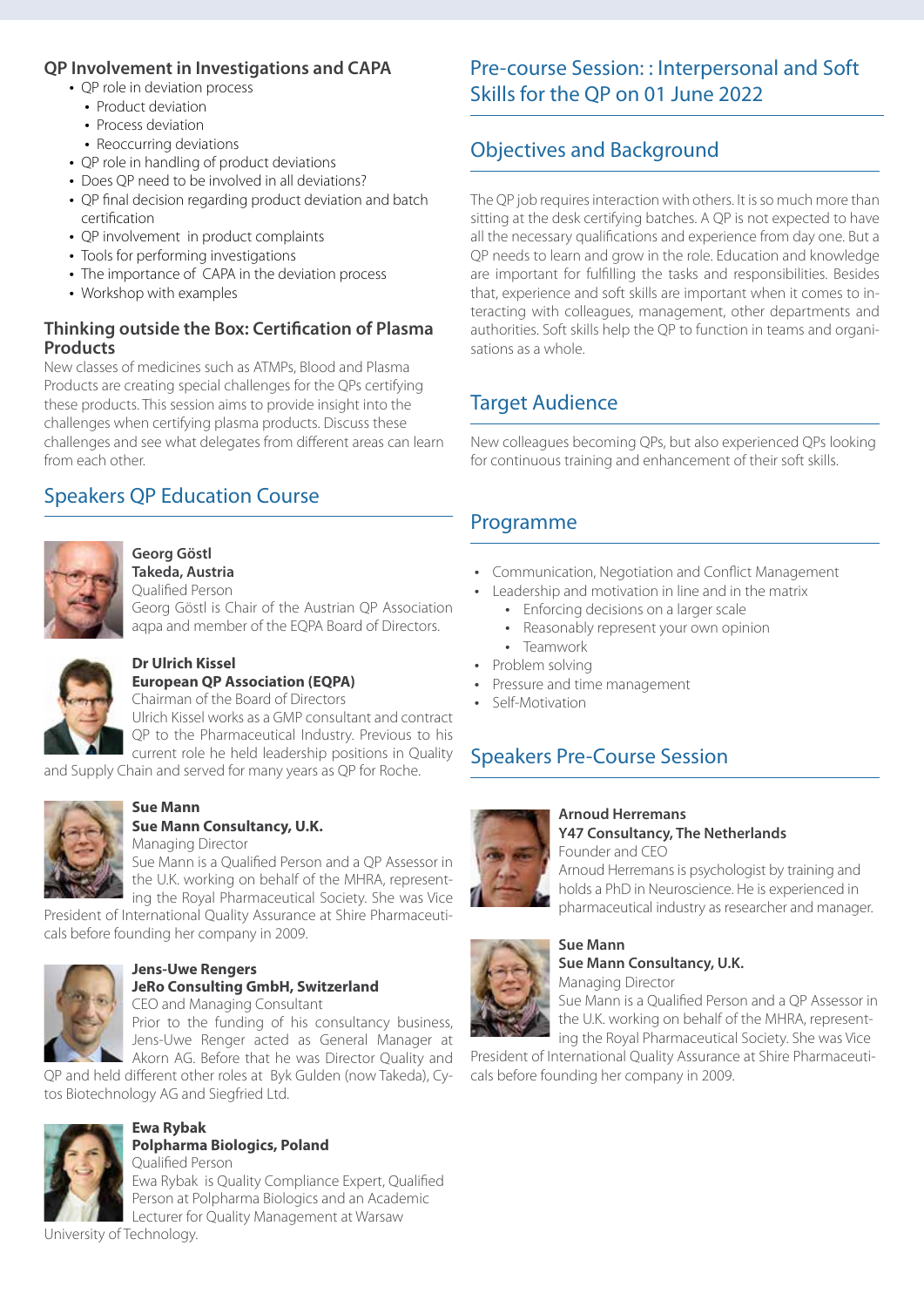### QP Involvement in Investigations and CAPA

- QP role in deviation process
  - Product deviation
  - Process deviation
  - Reoccurring deviations
- QP role in handling of product deviations
- Does QP need to be involved in all deviations?
- QP final decision regarding product deviation and batch certification
- QP involvement in product complaints
- Tools for performing investigations
- The importance of CAPA in the deviation process
- Workshop with examples

### Thinking outside the Box: Certification of Plasma Products

New classes of medicines such as ATMPs, Blood and Plasma Products are creating special challenges for the QPs certifying these products. This session aims to provide insight into the challenges when certifying plasma products. Discuss these challenges and see what delegates from different areas can learn from each other.

## Speakers QP Education Course

**Georg Göstl**
**Takeda, Austria**
Qualified Person
Georg Göstl is Chair of the Austrian QP Association aqpa and member of the EQPA Board of Directors.

**Dr Ulrich Kissel**
**European QP Association (EQPA)**
Chairman of the Board of Directors
Ulrich Kissel works as a GMP consultant and contract QP to the Pharmaceutical Industry. Previous to his current role he held leadership positions in Quality and Supply Chain and served for many years as QP for Roche.

**Sue Mann**
**Sue Mann Consultancy, U.K.**
Managing Director
Sue Mann is a Qualified Person and a QP Assessor in the U.K. working on behalf of the MHRA, representing the Royal Pharmaceutical Society. She was Vice President of International Quality Assurance at Shire Pharmaceuticals before founding her company in 2009.

**Jens-Uwe Rengers**
**JeRo Consulting GmbH, Switzerland**
CEO and Managing Consultant
Prior to the funding of his consultancy business, Jens-Uwe Renger acted as General Manager at Akorn AG. Before that he was Director Quality and QP and held different other roles at Byk Gulden (now Takeda), Cytos Biotechnology AG and Siegfried Ltd.

**Ewa Rybak**
**Polpharma Biologics, Poland**
Qualified Person
Ewa Rybak is Quality Compliance Expert, Qualified Person at Polpharma Biologics and an Academic Lecturer for Quality Management at Warsaw University of Technology.

## Pre-course Session: : Interpersonal and Soft Skills for the QP on 01 June 2022

## Objectives and Background

The QP job requires interaction with others. It is so much more than sitting at the desk certifying batches. A QP is not expected to have all the necessary qualifications and experience from day one. But a QP needs to learn and grow in the role. Education and knowledge are important for fulfilling the tasks and responsibilities. Besides that, experience and soft skills are important when it comes to interacting with colleagues, management, other departments and authorities. Soft skills help the QP to function in teams and organisations as a whole.

## Target Audience

New colleagues becoming QPs, but also experienced QPs looking for continuous training and enhancement of their soft skills.

## Programme

- Communication, Negotiation and Conflict Management
- Leadership and motivation in line and in the matrix
  - Enforcing decisions on a larger scale
  - Reasonably represent your own opinion
  - Teamwork
- Problem solving
- Pressure and time management
- Self-Motivation

## Speakers Pre-Course Session

**Arnoud Herremans**
**Y47 Consultancy, The Netherlands**
Founder and CEO
Arnoud Herremans is psychologist by training and holds a PhD in Neuroscience. He is experienced in pharmaceutical industry as researcher and manager.

**Sue Mann**
**Sue Mann Consultancy, U.K.**
Managing Director
Sue Mann is a Qualified Person and a QP Assessor in the U.K. working on behalf of the MHRA, representing the Royal Pharmaceutical Society. She was Vice President of International Quality Assurance at Shire Pharmaceuticals before founding her company in 2009.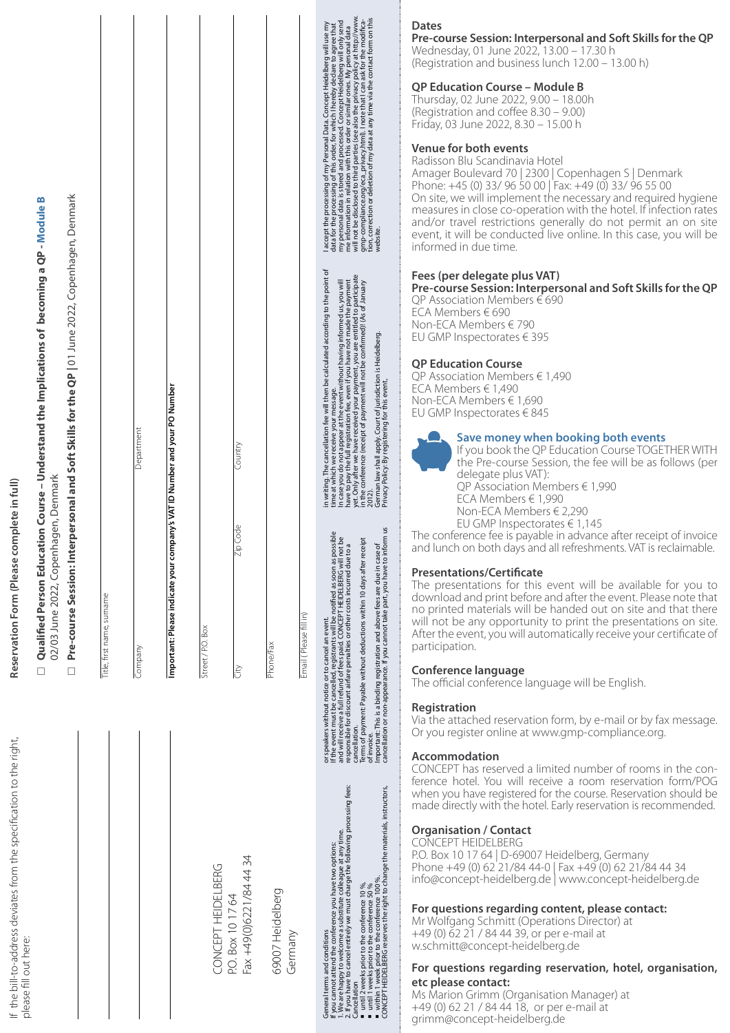If the bill-to-address deviates from the specification to the right, please fill out here:

CONCEPT HEIDELBERG
P.O. Box 10 17 64
Fax +49(0)6221/84 44 34

69007 Heidelberg
Germany

## Reservation Form (Please complete in full)

☐ **Qualified Person Education Course – Understand the Implications of becoming a QP - Module B**
02/03 June 2022, Copenhagen, Denmark

☐ **Pre-course Session: Interpersonal and Soft Skills for the QP** | 01 June 2022, Copenhagen, Denmark

Title, first name, surname

Company | Department

**Important: Please indicate your company's VAT ID Number and your PO Number**

Street / P.O. Box

City | Zip Code | Country

Phone/Fax

Email (Please fill in)

General terms and conditions
If you cannot attend the conference you have two options:
1. We are happy to welcome a substitute colleague at any time.
2. If you have to cancel entirely we must charge the following processing fees: Cancellation
- until 2 weeks prior to the conference 10 %,
- until 1 weeks prior to the conference 50 %
- within 1 week prior to the conference 100 %.

CONCEPT HEIDELBERG reserves the right to change the materials, instructors, or speakers without notice or to cancel an event.
If the event must be cancelled, registrants will be notified as soon as possible and will receive a full refund of fees paid. CONCEPT HEIDELBERG will not be responsible for discount airfare penalties or other costs incurred due to a cancellation.
Terms of payment: Payable without deductions within 10 days after receipt of invoice.
Important: This is a binding registration and above fees are due in case of cancellation or non-appearance. If you cannot take part, you have to inform us in writing. The cancellation fee will then be calculated according to the point of time at which we receive your message.
In case you do not appear at the event without having informed us, you will have to pay the full registration fee, even if you have not made the payment yet. Only after we have received your payment, you are entitled to participate in the conference (receipt of payment will not be confirmed)! (As of January 2012).
German law shall apply. Court of jurisdiction is Heidelberg.
Privacy Policy: By registering for this event,

I accept the processing of my Personal Data. Concept Heidelberg will use my data for the processing of this order, for which I hereby declare to agree that my personal data is stored and processed. Concept Heidelberg will only send me information in relation with this order or similar ones. My personal data will not be disclosed to third parties (see also the privacy policy at http://www.gmp-compliance.org/eca_privacy.html). I note that I can ask for the modification, correction or deletion of my data at any time via the contact form on this website.

## Dates

**Pre-course Session: Interpersonal and Soft Skills for the QP**
Wednesday, 01 June 2022, 13.00 – 17.30 h
(Registration and business lunch 12.00 – 13.00 h)

**QP Education Course – Module B**
Thursday, 02 June 2022, 9.00 – 18.00h
(Registration and coffee 8.30 – 9.00)
Friday, 03 June 2022, 8.30 – 15.00 h

## Venue for both events

Radisson Blu Scandinavia Hotel
Amager Boulevard 70 | 2300 | Copenhagen S | Denmark
Phone: +45 (0) 33/ 96 50 00 | Fax: +49 (0) 33/ 96 55 00
On site, we will implement the necessary and required hygiene measures in close co-operation with the hotel. If infection rates and/or travel restrictions generally do not permit an on site event, it will be conducted live online. In this case, you will be informed in due time.

## Fees (per delegate plus VAT)

**Pre-course Session: Interpersonal and Soft Skills for the QP**
QP Association Members € 690
ECA Members € 690
Non-ECA Members € 790
EU GMP Inspectorates € 395

**QP Education Course**
QP Association Members € 1,490
ECA Members € 1,490
Non-ECA Members € 1,690
EU GMP Inspectorates € 845

**Save money when booking both events**
If you book the QP Education Course TOGETHER WITH the Pre-course Session, the fee will be as follows (per delegate plus VAT):
QP Association Members € 1,990
ECA Members € 1,990
Non-ECA Members € 2,290
EU GMP Inspectorates € 1,145

The conference fee is payable in advance after receipt of invoice and lunch on both days and all refreshments. VAT is reclaimable.

## Presentations/Certificate

The presentations for this event will be available for you to download and print before and after the event. Please note that no printed materials will be handed out on site and that there will not be any opportunity to print the presentations on site. After the event, you will automatically receive your certificate of participation.

## Conference language

The official conference language will be English.

## Registration

Via the attached reservation form, by e-mail or by fax message. Or you register online at www.gmp-compliance.org.

## Accommodation

CONCEPT has reserved a limited number of rooms in the conference hotel. You will receive a room reservation form/POG when you have registered for the course. Reservation should be made directly with the hotel. Early reservation is recommended.

## Organisation / Contact

CONCEPT HEIDELBERG
P.O. Box 10 17 64 | D-69007 Heidelberg, Germany
Phone +49 (0) 62 21/84 44-0 | Fax +49 (0) 62 21/84 44 34
info@concept-heidelberg.de | www.concept-heidelberg.de

## For questions regarding content, please contact:

Mr Wolfgang Schmitt (Operations Director) at
+49 (0) 62 21 / 84 44 39, or per e-mail at
w.schmitt@concept-heidelberg.de

## For questions regarding reservation, hotel, organisation, etc please contact:

Ms Marion Grimm (Organisation Manager) at
+49 (0) 62 21 / 84 44 18, or per e-mail at
grimm@concept-heidelberg.de